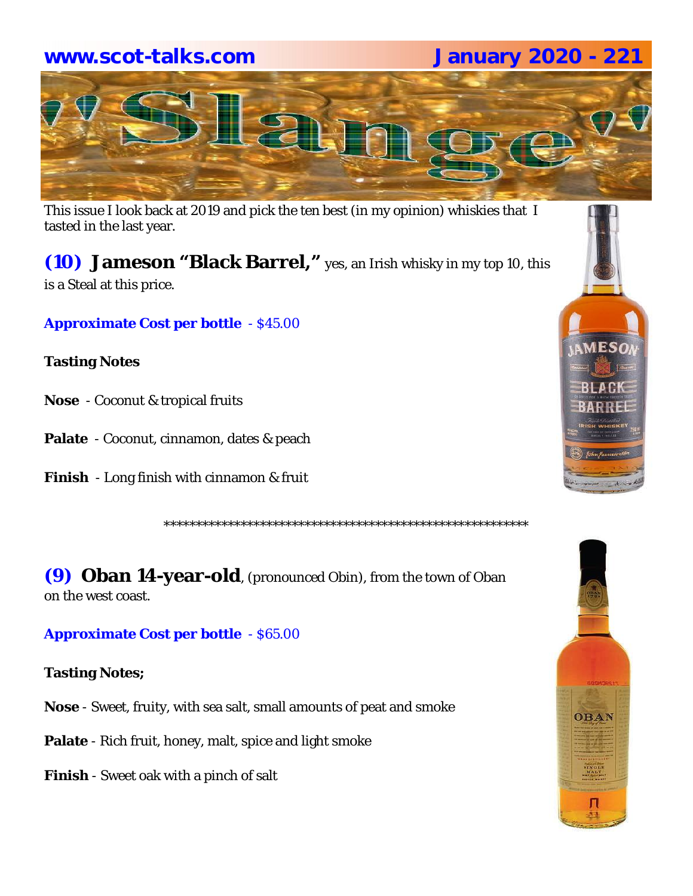This issue I look back at 2019 and pick the ten best (in my opinion) whiskies that I tasted in the last year.

## (10) Jameson "Black Barrel," yes, an Irish whisky in my top 10, this is a Steal at this price.

**Approximate Cost per bottle** - $45.00

**Tasting Notes**

**Nose** - Coconut & tropical fruits

**Palate** - Coconut, cinnamon, dates & peach

**Finish** - Long finish with cinnamon & fruit

\*\*\*\*\*\*\*\*\*\*\*\*\*\*\*\*\*\*\*\*\*\*\*\*\*\*\*\*\*\*\*\*\*\*\*\*\*\*\*\*\*\*\*\*\*\*\*\*\*\*\*\*\*\*\*\*\*\*\*\*

## (9) Oban 14-year-old, (pronounced Obin), from the town of Oban on the west coast.

**Approximate Cost per bottle** - $65.00

**Tasting Notes;**

**Nose** - Sweet, fruity, with sea salt, small amounts of peat and smoke

**Palate** - Rich fruit, honey, malt, spice and light smoke

**Finish** - Sweet oak with a pinch of salt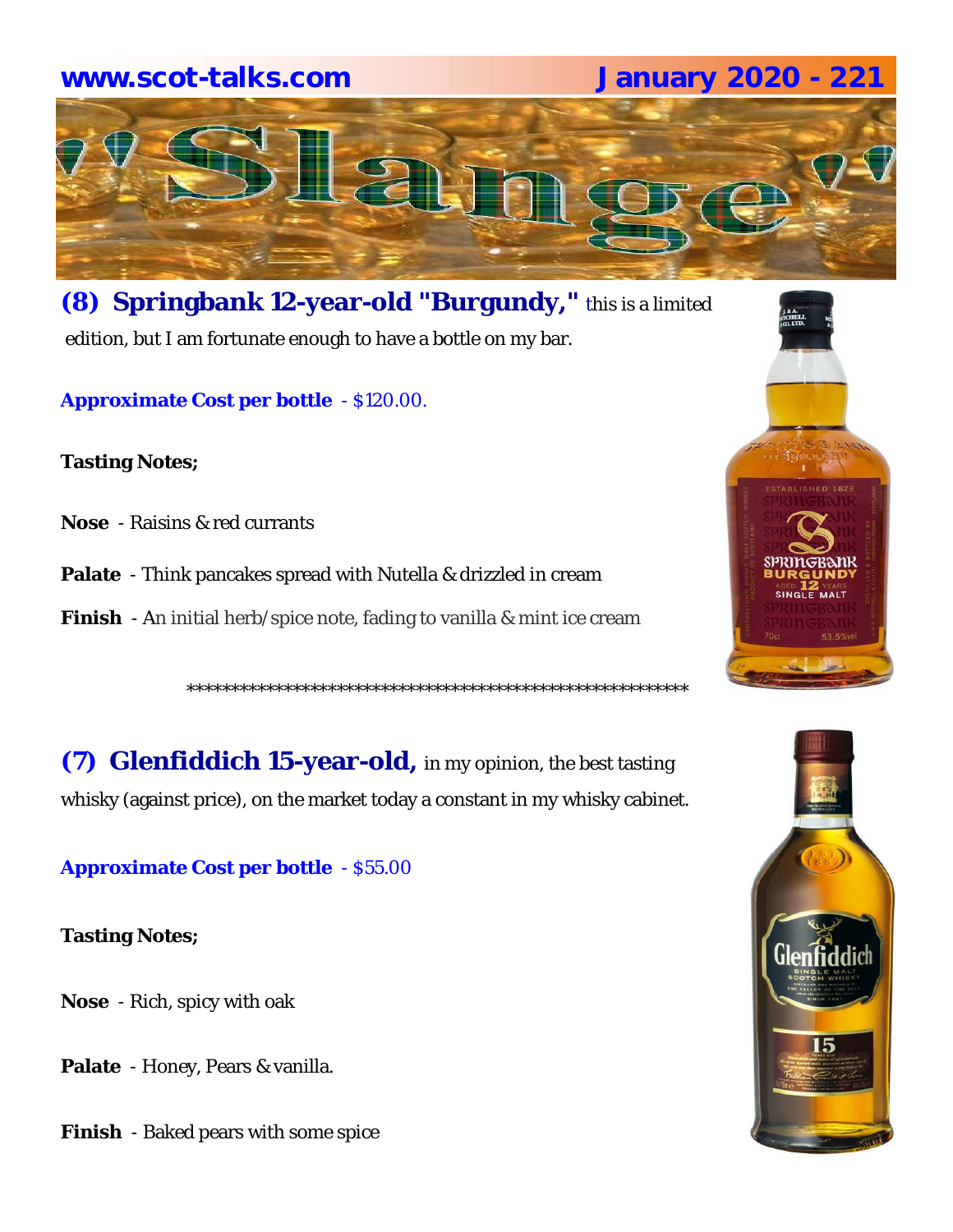## (8) Springbank 12-year-old "Burgundy," this is a limited edition, but I am fortunate enough to have a bottle on my bar.

**Approximate Cost per bottle** - $120.00.

**Tasting Notes;**

**Nose** - Raisins & red currants

**Palate** - Think pancakes spread with Nutella & drizzled in cream

**Finish** - An initial herb/spice note, fading to vanilla & mint ice cream

************************************************************

## (7) Glenfiddich 15-year-old, in my opinion, the best tasting whisky (against price), on the market today a constant in my whisky cabinet.

**Approximate Cost per bottle** - $55.00

**Tasting Notes;**

**Nose** - Rich, spicy with oak

**Palate** - Honey, Pears & vanilla.

**Finish** - Baked pears with some spice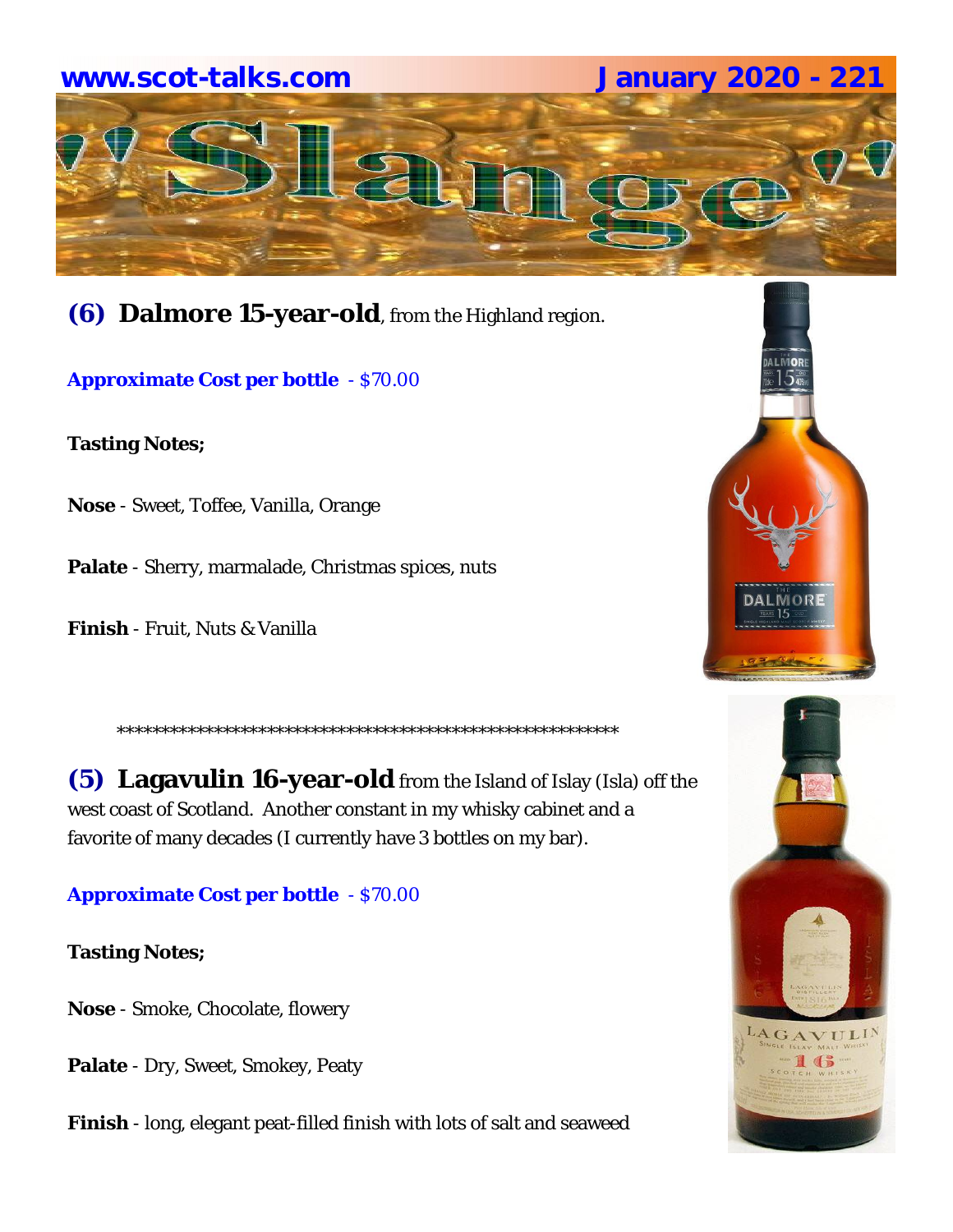## **(6) Dalmore 15-year-old**, from the Highland region.

**Approximate Cost per bottle** - $70.00

**Tasting Notes;**

**Nose** - Sweet, Toffee, Vanilla, Orange

**Palate** - Sherry, marmalade, Christmas spices, nuts

**Finish** - Fruit, Nuts & Vanilla

************************************************************

## **(5) Lagavulin 16-year-old** from the Island of Islay (Isla) off the west coast of Scotland. Another constant in my whisky cabinet and a favorite of many decades (I currently have 3 bottles on my bar).

**Approximate Cost per bottle** - $70.00

**Tasting Notes;**

**Nose** - Smoke, Chocolate, flowery

**Palate** - Dry, Sweet, Smokey, Peaty

**Finish** - long, elegant peat-filled finish with lots of salt and seaweed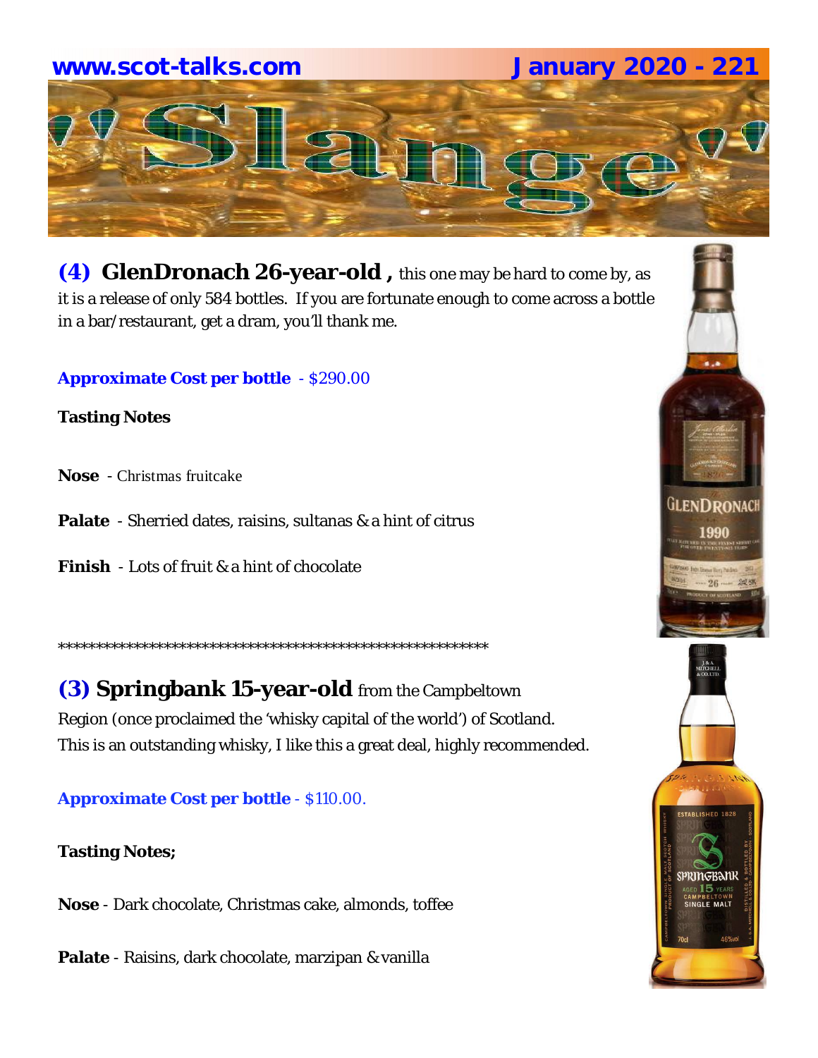**(4) GlenDronach 26-year-old ,** this one may be hard to come by, as it is a release of only 584 bottles. If you are fortunate enough to come across a bottle in a bar/restaurant, get a dram, you'll thank me.

**Approximate Cost per bottle** - $290.00

**Tasting Notes**

**Nose** - Christmas fruitcake

**Palate** - Sherried dates, raisins, sultanas & a hint of citrus

**Finish** - Lots of fruit & a hint of chocolate

************************************************************

**(3) Springbank 15-year-old** from the Campbeltown Region (once proclaimed the 'whisky capital of the world') of Scotland. This is an outstanding whisky, I like this a great deal, highly recommended.

**Approximate Cost per bottle** - $110.00.

**Tasting Notes;**

**Nose** - Dark chocolate, Christmas cake, almonds, toffee

**Palate** - Raisins, dark chocolate, marzipan & vanilla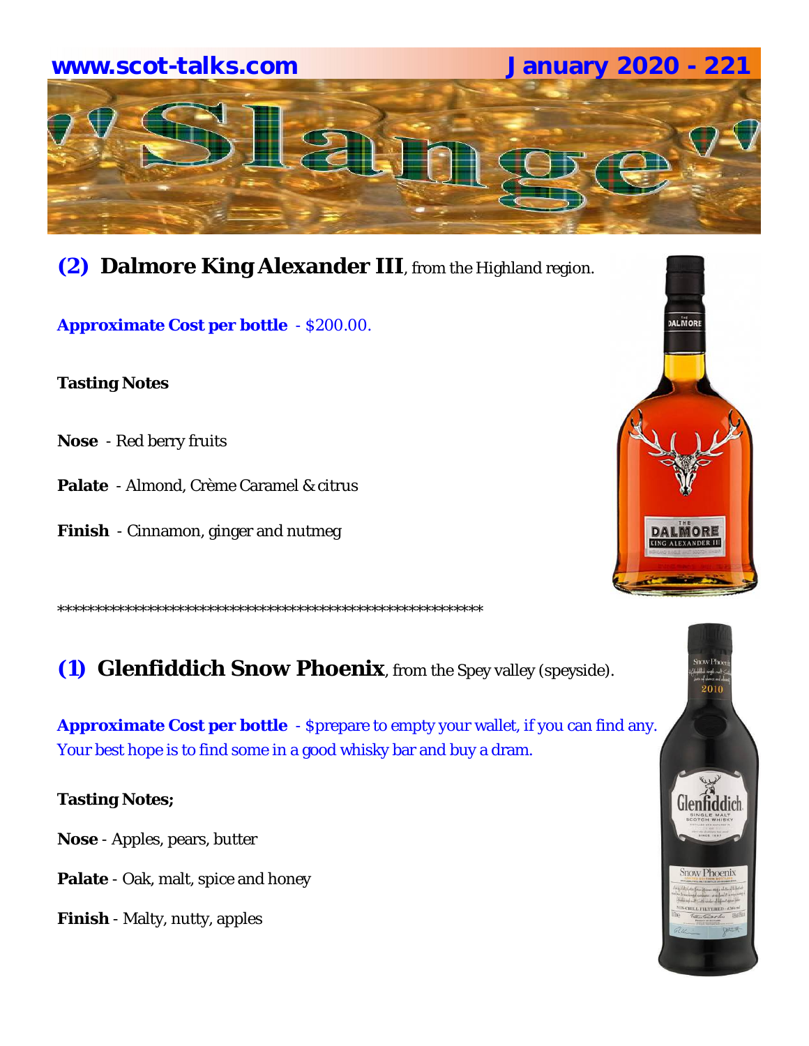## (2) Dalmore King Alexander III, from the Highland region.

**Approximate Cost per bottle** - $200.00.

**Tasting Notes**

**Nose** - Red berry fruits

**Palate** - Almond, Crème Caramel & citrus

**Finish** - Cinnamon, ginger and nutmeg

************************************************************

## (1) Glenfiddich Snow Phoenix, from the Spey valley (speyside).

**Approximate Cost per bottle** - $prepare to empty your wallet, if you can find any. Your best hope is to find some in a good whisky bar and buy a dram.

**Tasting Notes;**

**Nose** - Apples, pears, butter

**Palate** - Oak, malt, spice and honey

**Finish** - Malty, nutty, apples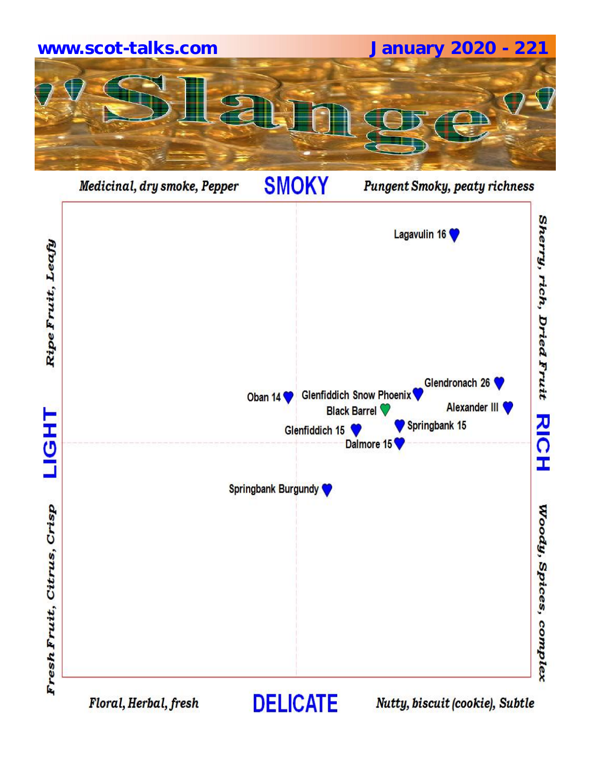www.scot-talks.com

January 2020 - 221

# "Slange"

Medicinal, dry smoke, Pepper

SMOKY

Pungent Smoky, peaty richness

Sherry, rich, Dried Fruit

RICH

Woody, Spices, complex

Ripe Fruit, Leafy

LIGHT

Fresh Fruit, Citrus, Crisp

Floral, Herbal, fresh

DELICATE

Nutty, biscuit (cookie), Subtle

Lagavulin 16

Glendronach 26

Oban 14

Glenfiddich Snow Phoenix

Alexander III

Black Barrel

Springbank 15

Glenfiddich 15

Dalmore 15

Springbank Burgundy